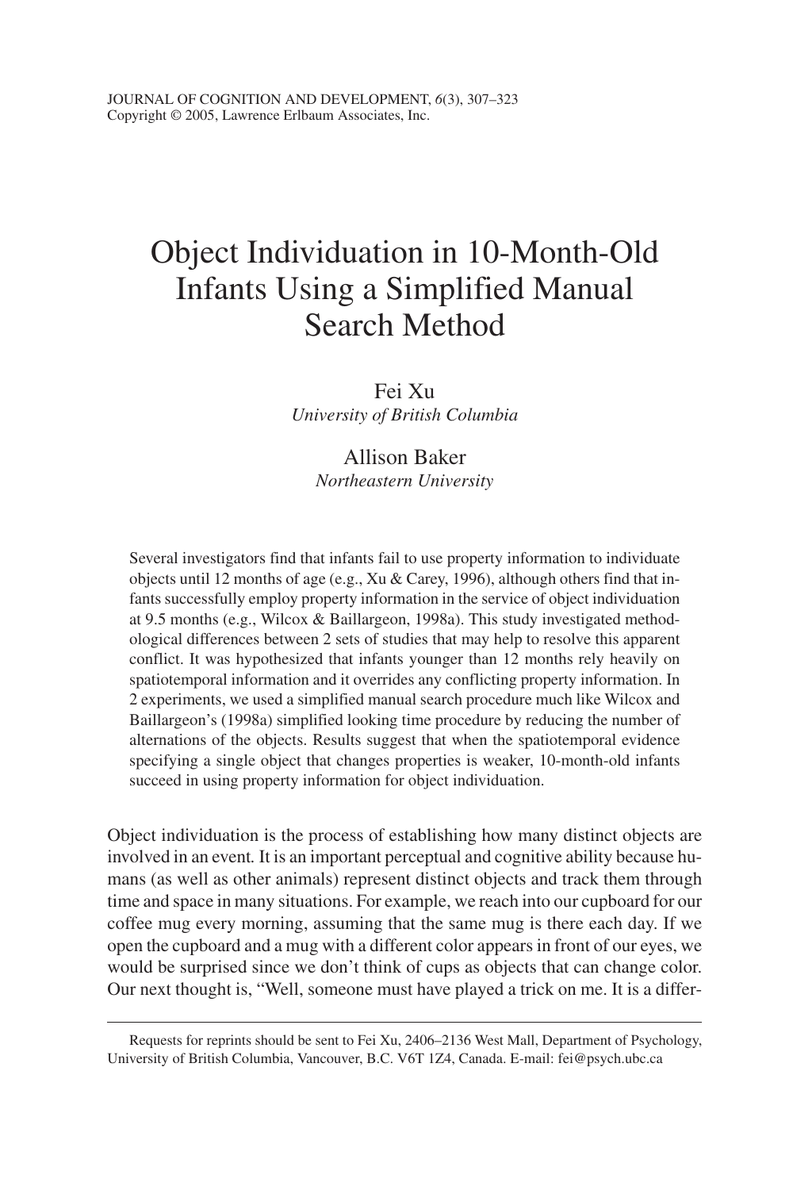# Object Individuation in 10-Month-Old Infants Using a Simplified Manual Search Method

Fei Xu
*University of British Columbia*

Allison Baker
*Northeastern University*

Several investigators find that infants fail to use property information to individuate objects until 12 months of age (e.g., Xu & Carey, 1996), although others find that infants successfully employ property information in the service of object individuation at 9.5 months (e.g., Wilcox & Baillargeon, 1998a). This study investigated methodological differences between 2 sets of studies that may help to resolve this apparent conflict. It was hypothesized that infants younger than 12 months rely heavily on spatiotemporal information and it overrides any conflicting property information. In 2 experiments, we used a simplified manual search procedure much like Wilcox and Baillargeon's (1998a) simplified looking time procedure by reducing the number of alternations of the objects. Results suggest that when the spatiotemporal evidence specifying a single object that changes properties is weaker, 10-month-old infants succeed in using property information for object individuation.

Object individuation is the process of establishing how many distinct objects are involved in an event. It is an important perceptual and cognitive ability because humans (as well as other animals) represent distinct objects and track them through time and space in many situations. For example, we reach into our cupboard for our coffee mug every morning, assuming that the same mug is there each day. If we open the cupboard and a mug with a different color appears in front of our eyes, we would be surprised since we don't think of cups as objects that can change color. Our next thought is, "Well, someone must have played a trick on me. It is a differ-

Requests for reprints should be sent to Fei Xu, 2406–2136 West Mall, Department of Psychology, University of British Columbia, Vancouver, B.C. V6T 1Z4, Canada. E-mail: fei@psych.ubc.ca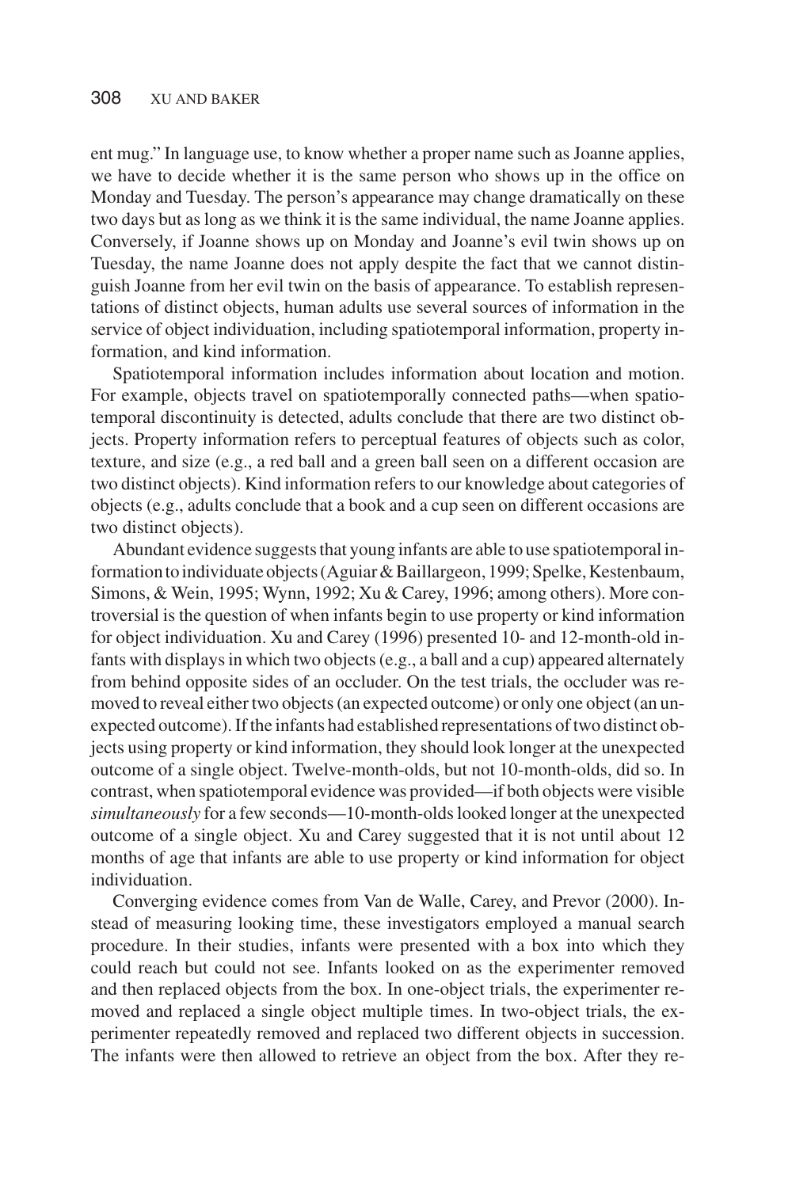ent mug." In language use, to know whether a proper name such as Joanne applies, we have to decide whether it is the same person who shows up in the office on Monday and Tuesday. The person's appearance may change dramatically on these two days but as long as we think it is the same individual, the name Joanne applies. Conversely, if Joanne shows up on Monday and Joanne's evil twin shows up on Tuesday, the name Joanne does not apply despite the fact that we cannot distinguish Joanne from her evil twin on the basis of appearance. To establish representations of distinct objects, human adults use several sources of information in the service of object individuation, including spatiotemporal information, property information, and kind information.

Spatiotemporal information includes information about location and motion. For example, objects travel on spatiotemporally connected paths—when spatiotemporal discontinuity is detected, adults conclude that there are two distinct objects. Property information refers to perceptual features of objects such as color, texture, and size (e.g., a red ball and a green ball seen on a different occasion are two distinct objects). Kind information refers to our knowledge about categories of objects (e.g., adults conclude that a book and a cup seen on different occasions are two distinct objects).

Abundant evidence suggests that young infants are able to use spatiotemporal information to individuate objects (Aguiar & Baillargeon, 1999; Spelke, Kestenbaum, Simons, & Wein, 1995; Wynn, 1992; Xu & Carey, 1996; among others). More controversial is the question of when infants begin to use property or kind information for object individuation. Xu and Carey (1996) presented 10- and 12-month-old infants with displays in which two objects (e.g., a ball and a cup) appeared alternately from behind opposite sides of an occluder. On the test trials, the occluder was removed to reveal either two objects (an expected outcome) or only one object (an unexpected outcome). If the infants had established representations of two distinct objects using property or kind information, they should look longer at the unexpected outcome of a single object. Twelve-month-olds, but not 10-month-olds, did so. In contrast, when spatiotemporal evidence was provided—if both objects were visible *simultaneously* for a few seconds—10-month-olds looked longer at the unexpected outcome of a single object. Xu and Carey suggested that it is not until about 12 months of age that infants are able to use property or kind information for object individuation.

Converging evidence comes from Van de Walle, Carey, and Prevor (2000). Instead of measuring looking time, these investigators employed a manual search procedure. In their studies, infants were presented with a box into which they could reach but could not see. Infants looked on as the experimenter removed and then replaced objects from the box. In one-object trials, the experimenter removed and replaced a single object multiple times. In two-object trials, the experimenter repeatedly removed and replaced two different objects in succession. The infants were then allowed to retrieve an object from the box. After they re-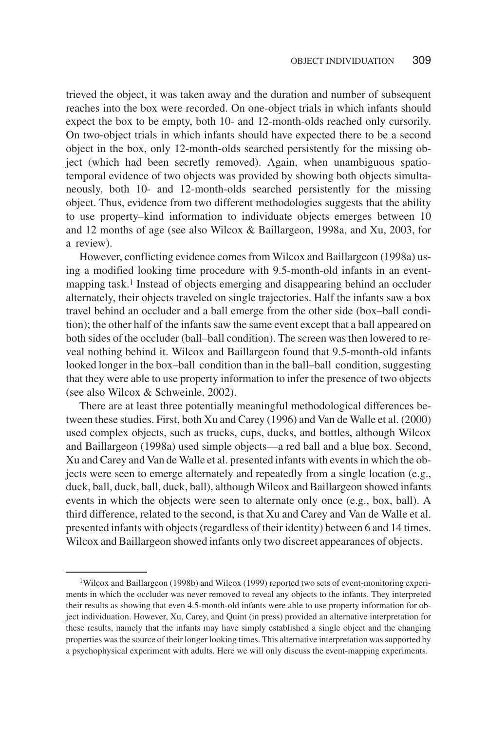trieved the object, it was taken away and the duration and number of subsequent reaches into the box were recorded. On one-object trials in which infants should expect the box to be empty, both 10- and 12-month-olds reached only cursorily. On two-object trials in which infants should have expected there to be a second object in the box, only 12-month-olds searched persistently for the missing object (which had been secretly removed). Again, when unambiguous spatiotemporal evidence of two objects was provided by showing both objects simultaneously, both 10- and 12-month-olds searched persistently for the missing object. Thus, evidence from two different methodologies suggests that the ability to use property–kind information to individuate objects emerges between 10 and 12 months of age (see also Wilcox & Baillargeon, 1998a, and Xu, 2003, for a review).

However, conflicting evidence comes from Wilcox and Baillargeon (1998a) using a modified looking time procedure with 9.5-month-old infants in an event-mapping task.[1] Instead of objects emerging and disappearing behind an occluder alternately, their objects traveled on single trajectories. Half the infants saw a box travel behind an occluder and a ball emerge from the other side (box–ball condition); the other half of the infants saw the same event except that a ball appeared on both sides of the occluder (ball–ball condition). The screen was then lowered to reveal nothing behind it. Wilcox and Baillargeon found that 9.5-month-old infants looked longer in the box–ball condition than in the ball–ball condition, suggesting that they were able to use property information to infer the presence of two objects (see also Wilcox & Schweinle, 2002).

There are at least three potentially meaningful methodological differences between these studies. First, both Xu and Carey (1996) and Van de Walle et al. (2000) used complex objects, such as trucks, cups, ducks, and bottles, although Wilcox and Baillargeon (1998a) used simple objects—a red ball and a blue box. Second, Xu and Carey and Van de Walle et al. presented infants with events in which the objects were seen to emerge alternately and repeatedly from a single location (e.g., duck, ball, duck, ball, duck, ball), although Wilcox and Baillargeon showed infants events in which the objects were seen to alternate only once (e.g., box, ball). A third difference, related to the second, is that Xu and Carey and Van de Walle et al. presented infants with objects (regardless of their identity) between 6 and 14 times. Wilcox and Baillargeon showed infants only two discreet appearances of objects.

---

[1] Wilcox and Baillargeon (1998b) and Wilcox (1999) reported two sets of event-monitoring experiments in which the occluder was never removed to reveal any objects to the infants. They interpreted their results as showing that even 4.5-month-old infants were able to use property information for object individuation. However, Xu, Carey, and Quint (in press) provided an alternative interpretation for these results, namely that the infants may have simply established a single object and the changing properties was the source of their longer looking times. This alternative interpretation was supported by a psychophysical experiment with adults. Here we will only discuss the event-mapping experiments.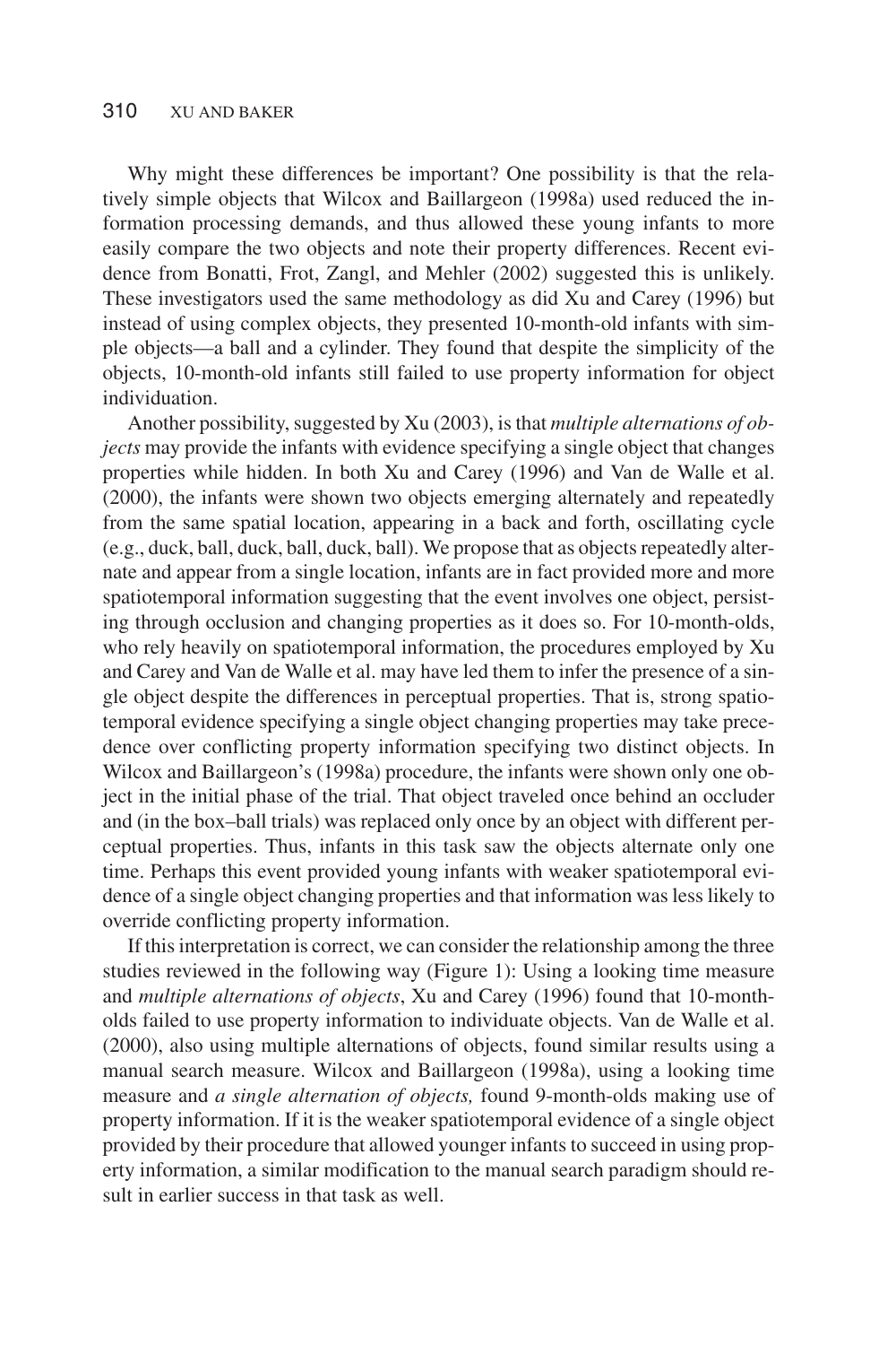Why might these differences be important? One possibility is that the relatively simple objects that Wilcox and Baillargeon (1998a) used reduced the information processing demands, and thus allowed these young infants to more easily compare the two objects and note their property differences. Recent evidence from Bonatti, Frot, Zangl, and Mehler (2002) suggested this is unlikely. These investigators used the same methodology as did Xu and Carey (1996) but instead of using complex objects, they presented 10-month-old infants with simple objects—a ball and a cylinder. They found that despite the simplicity of the objects, 10-month-old infants still failed to use property information for object individuation.

Another possibility, suggested by Xu (2003), is that *multiple alternations of objects* may provide the infants with evidence specifying a single object that changes properties while hidden. In both Xu and Carey (1996) and Van de Walle et al. (2000), the infants were shown two objects emerging alternately and repeatedly from the same spatial location, appearing in a back and forth, oscillating cycle (e.g., duck, ball, duck, ball, duck, ball). We propose that as objects repeatedly alternate and appear from a single location, infants are in fact provided more and more spatiotemporal information suggesting that the event involves one object, persisting through occlusion and changing properties as it does so. For 10-month-olds, who rely heavily on spatiotemporal information, the procedures employed by Xu and Carey and Van de Walle et al. may have led them to infer the presence of a single object despite the differences in perceptual properties. That is, strong spatiotemporal evidence specifying a single object changing properties may take precedence over conflicting property information specifying two distinct objects. In Wilcox and Baillargeon's (1998a) procedure, the infants were shown only one object in the initial phase of the trial. That object traveled once behind an occluder and (in the box–ball trials) was replaced only once by an object with different perceptual properties. Thus, infants in this task saw the objects alternate only one time. Perhaps this event provided young infants with weaker spatiotemporal evidence of a single object changing properties and that information was less likely to override conflicting property information.

If this interpretation is correct, we can consider the relationship among the three studies reviewed in the following way (Figure 1): Using a looking time measure and *multiple alternations of objects*, Xu and Carey (1996) found that 10-month-olds failed to use property information to individuate objects. Van de Walle et al. (2000), also using multiple alternations of objects, found similar results using a manual search measure. Wilcox and Baillargeon (1998a), using a looking time measure and *a single alternation of objects,* found 9-month-olds making use of property information. If it is the weaker spatiotemporal evidence of a single object provided by their procedure that allowed younger infants to succeed in using property information, a similar modification to the manual search paradigm should result in earlier success in that task as well.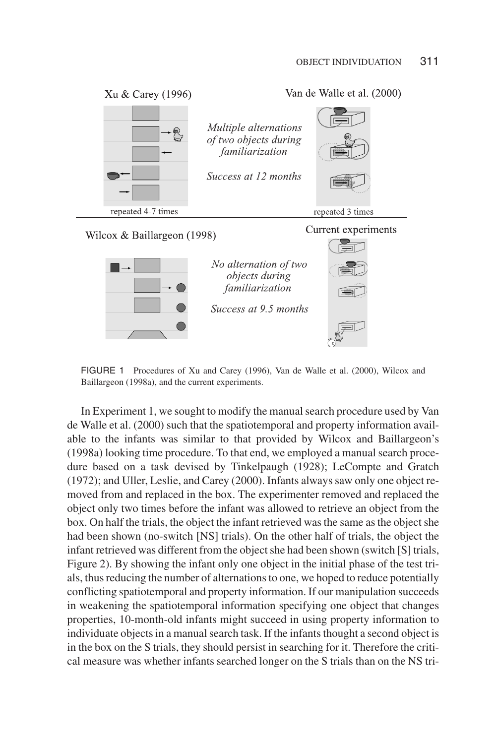FIGURE 1 Procedures of Xu and Carey (1996), Van de Walle et al. (2000), Wilcox and Baillargeon (1998a), and the current experiments.

In Experiment 1, we sought to modify the manual search procedure used by Van de Walle et al. (2000) such that the spatiotemporal and property information available to the infants was similar to that provided by Wilcox and Baillargeon's (1998a) looking time procedure. To that end, we employed a manual search procedure based on a task devised by Tinkelpaugh (1928); LeCompte and Gratch (1972); and Uller, Leslie, and Carey (2000). Infants always saw only one object removed from and replaced in the box. The experimenter removed and replaced the object only two times before the infant was allowed to retrieve an object from the box. On half the trials, the object the infant retrieved was the same as the object she had been shown (no-switch [NS] trials). On the other half of trials, the object the infant retrieved was different from the object she had been shown (switch [S] trials, Figure 2). By showing the infant only one object in the initial phase of the test trials, thus reducing the number of alternations to one, we hoped to reduce potentially conflicting spatiotemporal and property information. If our manipulation succeeds in weakening the spatiotemporal information specifying one object that changes properties, 10-month-old infants might succeed in using property information to individuate objects in a manual search task. If the infants thought a second object is in the box on the S trials, they should persist in searching for it. Therefore the critical measure was whether infants searched longer on the S trials than on the NS tri-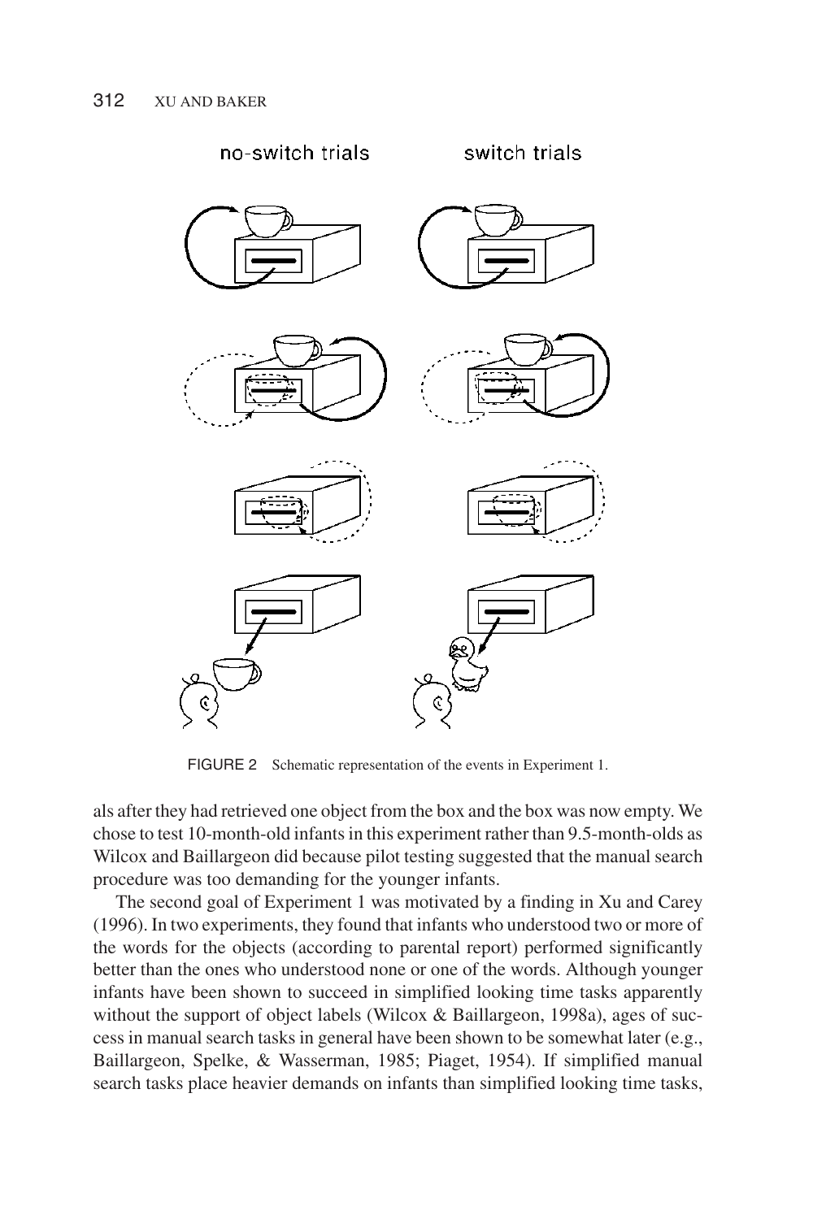FIGURE 2 Schematic representation of the events in Experiment 1.

als after they had retrieved one object from the box and the box was now empty. We chose to test 10-month-old infants in this experiment rather than 9.5-month-olds as Wilcox and Baillargeon did because pilot testing suggested that the manual search procedure was too demanding for the younger infants.

The second goal of Experiment 1 was motivated by a finding in Xu and Carey (1996). In two experiments, they found that infants who understood two or more of the words for the objects (according to parental report) performed significantly better than the ones who understood none or one of the words. Although younger infants have been shown to succeed in simplified looking time tasks apparently without the support of object labels (Wilcox & Baillargeon, 1998a), ages of success in manual search tasks in general have been shown to be somewhat later (e.g., Baillargeon, Spelke, & Wasserman, 1985; Piaget, 1954). If simplified manual search tasks place heavier demands on infants than simplified looking time tasks,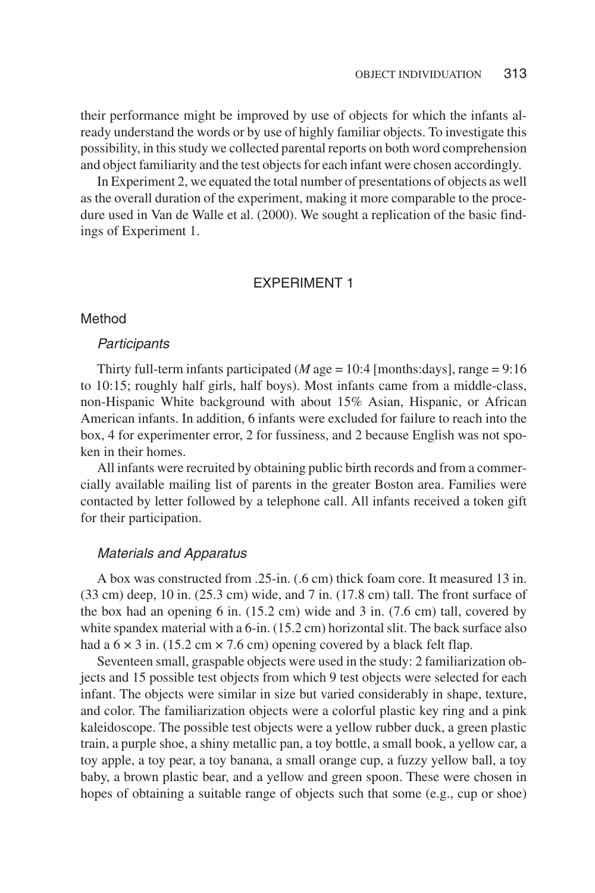their performance might be improved by use of objects for which the infants already understand the words or by use of highly familiar objects. To investigate this possibility, in this study we collected parental reports on both word comprehension and object familiarity and the test objects for each infant were chosen accordingly.

In Experiment 2, we equated the total number of presentations of objects as well as the overall duration of the experiment, making it more comparable to the procedure used in Van de Walle et al. (2000). We sought a replication of the basic findings of Experiment 1.

## EXPERIMENT 1

### Method

#### *Participants*

Thirty full-term infants participated (*M* age = 10:4 [months:days], range = 9:16 to 10:15; roughly half girls, half boys). Most infants came from a middle-class, non-Hispanic White background with about 15% Asian, Hispanic, or African American infants. In addition, 6 infants were excluded for failure to reach into the box, 4 for experimenter error, 2 for fussiness, and 2 because English was not spoken in their homes.

All infants were recruited by obtaining public birth records and from a commercially available mailing list of parents in the greater Boston area. Families were contacted by letter followed by a telephone call. All infants received a token gift for their participation.

#### *Materials and Apparatus*

A box was constructed from .25-in. (.6 cm) thick foam core. It measured 13 in. (33 cm) deep, 10 in. (25.3 cm) wide, and 7 in. (17.8 cm) tall. The front surface of the box had an opening 6 in. (15.2 cm) wide and 3 in. (7.6 cm) tall, covered by white spandex material with a 6-in. (15.2 cm) horizontal slit. The back surface also had a 6 × 3 in. (15.2 cm × 7.6 cm) opening covered by a black felt flap.

Seventeen small, graspable objects were used in the study: 2 familiarization objects and 15 possible test objects from which 9 test objects were selected for each infant. The objects were similar in size but varied considerably in shape, texture, and color. The familiarization objects were a colorful plastic key ring and a pink kaleidoscope. The possible test objects were a yellow rubber duck, a green plastic train, a purple shoe, a shiny metallic pan, a toy bottle, a small book, a yellow car, a toy apple, a toy pear, a toy banana, a small orange cup, a fuzzy yellow ball, a toy baby, a brown plastic bear, and a yellow and green spoon. These were chosen in hopes of obtaining a suitable range of objects such that some (e.g., cup or shoe)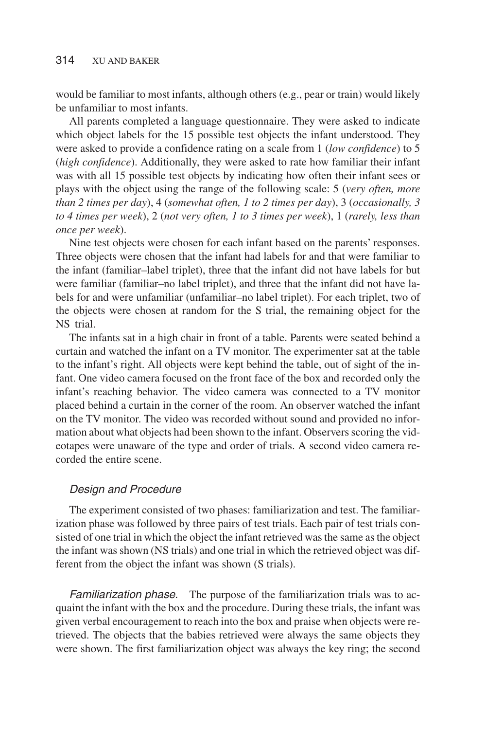would be familiar to most infants, although others (e.g., pear or train) would likely be unfamiliar to most infants.

All parents completed a language questionnaire. They were asked to indicate which object labels for the 15 possible test objects the infant understood. They were asked to provide a confidence rating on a scale from 1 (*low confidence*) to 5 (*high confidence*). Additionally, they were asked to rate how familiar their infant was with all 15 possible test objects by indicating how often their infant sees or plays with the object using the range of the following scale: 5 (*very often, more than 2 times per day*), 4 (*somewhat often, 1 to 2 times per day*), 3 (*occasionally, 3 to 4 times per week*), 2 (*not very often, 1 to 3 times per week*), 1 (*rarely, less than once per week*).

Nine test objects were chosen for each infant based on the parents' responses. Three objects were chosen that the infant had labels for and that were familiar to the infant (familiar–label triplet), three that the infant did not have labels for but were familiar (familiar–no label triplet), and three that the infant did not have labels for and were unfamiliar (unfamiliar–no label triplet). For each triplet, two of the objects were chosen at random for the S trial, the remaining object for the NS trial.

The infants sat in a high chair in front of a table. Parents were seated behind a curtain and watched the infant on a TV monitor. The experimenter sat at the table to the infant's right. All objects were kept behind the table, out of sight of the infant. One video camera focused on the front face of the box and recorded only the infant's reaching behavior. The video camera was connected to a TV monitor placed behind a curtain in the corner of the room. An observer watched the infant on the TV monitor. The video was recorded without sound and provided no information about what objects had been shown to the infant. Observers scoring the videotapes were unaware of the type and order of trials. A second video camera recorded the entire scene.

### Design and Procedure

The experiment consisted of two phases: familiarization and test. The familiarization phase was followed by three pairs of test trials. Each pair of test trials consisted of one trial in which the object the infant retrieved was the same as the object the infant was shown (NS trials) and one trial in which the retrieved object was different from the object the infant was shown (S trials).

*Familiarization phase.* The purpose of the familiarization trials was to acquaint the infant with the box and the procedure. During these trials, the infant was given verbal encouragement to reach into the box and praise when objects were retrieved. The objects that the babies retrieved were always the same objects they were shown. The first familiarization object was always the key ring; the second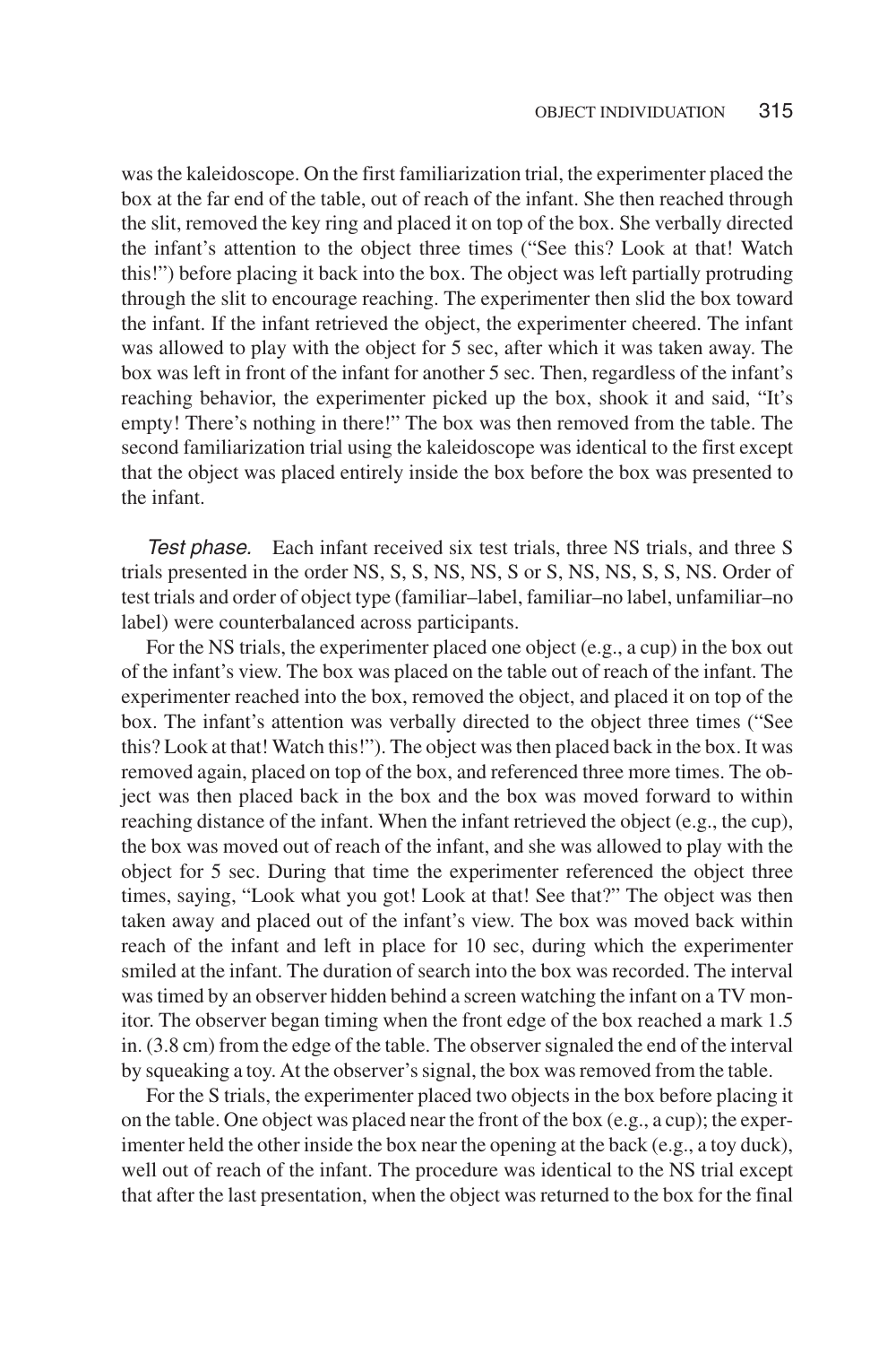was the kaleidoscope. On the first familiarization trial, the experimenter placed the box at the far end of the table, out of reach of the infant. She then reached through the slit, removed the key ring and placed it on top of the box. She verbally directed the infant's attention to the object three times ("See this? Look at that! Watch this!") before placing it back into the box. The object was left partially protruding through the slit to encourage reaching. The experimenter then slid the box toward the infant. If the infant retrieved the object, the experimenter cheered. The infant was allowed to play with the object for 5 sec, after which it was taken away. The box was left in front of the infant for another 5 sec. Then, regardless of the infant's reaching behavior, the experimenter picked up the box, shook it and said, "It's empty! There's nothing in there!" The box was then removed from the table. The second familiarization trial using the kaleidoscope was identical to the first except that the object was placed entirely inside the box before the box was presented to the infant.

*Test phase.* Each infant received six test trials, three NS trials, and three S trials presented in the order NS, S, S, NS, NS, S or S, NS, NS, S, S, NS. Order of test trials and order of object type (familiar–label, familiar–no label, unfamiliar–no label) were counterbalanced across participants.

For the NS trials, the experimenter placed one object (e.g., a cup) in the box out of the infant's view. The box was placed on the table out of reach of the infant. The experimenter reached into the box, removed the object, and placed it on top of the box. The infant's attention was verbally directed to the object three times ("See this? Look at that! Watch this!"). The object was then placed back in the box. It was removed again, placed on top of the box, and referenced three more times. The object was then placed back in the box and the box was moved forward to within reaching distance of the infant. When the infant retrieved the object (e.g., the cup), the box was moved out of reach of the infant, and she was allowed to play with the object for 5 sec. During that time the experimenter referenced the object three times, saying, "Look what you got! Look at that! See that?" The object was then taken away and placed out of the infant's view. The box was moved back within reach of the infant and left in place for 10 sec, during which the experimenter smiled at the infant. The duration of search into the box was recorded. The interval was timed by an observer hidden behind a screen watching the infant on a TV monitor. The observer began timing when the front edge of the box reached a mark 1.5 in. (3.8 cm) from the edge of the table. The observer signaled the end of the interval by squeaking a toy. At the observer's signal, the box was removed from the table.

For the S trials, the experimenter placed two objects in the box before placing it on the table. One object was placed near the front of the box (e.g., a cup); the experimenter held the other inside the box near the opening at the back (e.g., a toy duck), well out of reach of the infant. The procedure was identical to the NS trial except that after the last presentation, when the object was returned to the box for the final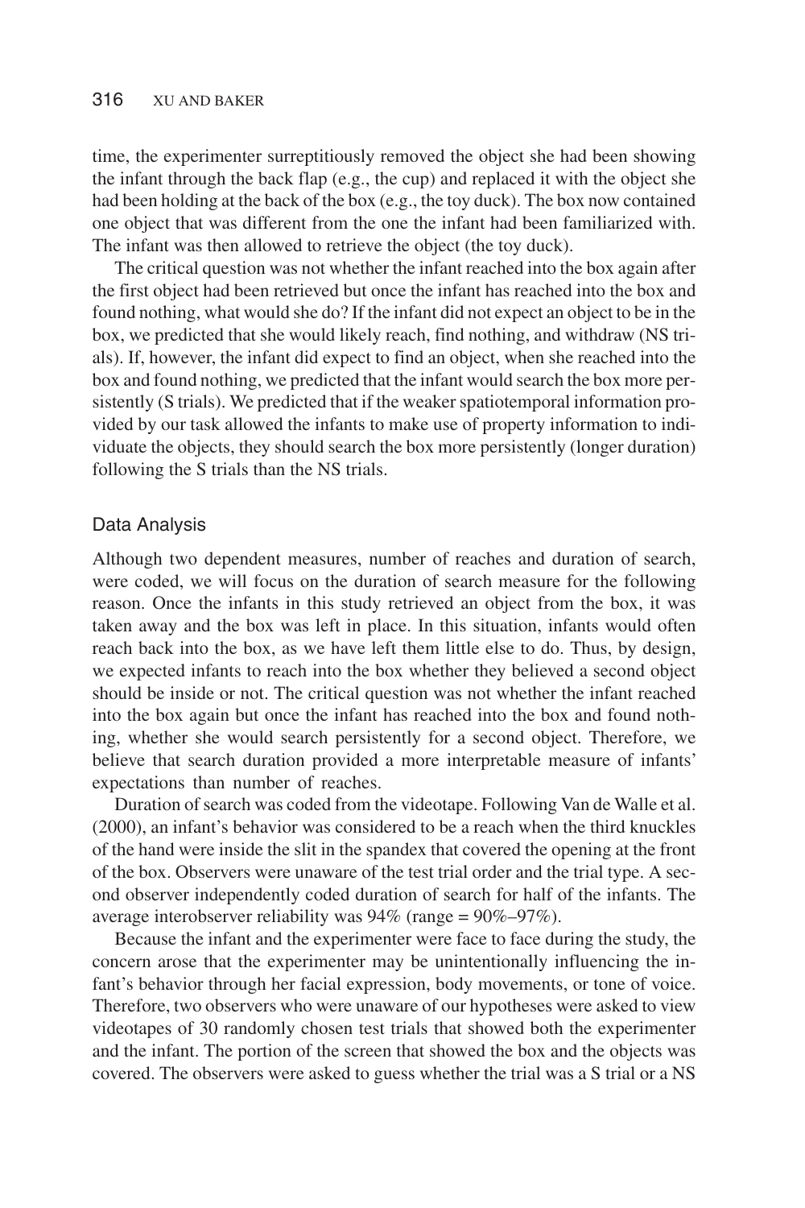time, the experimenter surreptitiously removed the object she had been showing the infant through the back flap (e.g., the cup) and replaced it with the object she had been holding at the back of the box (e.g., the toy duck). The box now contained one object that was different from the one the infant had been familiarized with. The infant was then allowed to retrieve the object (the toy duck).

The critical question was not whether the infant reached into the box again after the first object had been retrieved but once the infant has reached into the box and found nothing, what would she do? If the infant did not expect an object to be in the box, we predicted that she would likely reach, find nothing, and withdraw (NS trials). If, however, the infant did expect to find an object, when she reached into the box and found nothing, we predicted that the infant would search the box more persistently (S trials). We predicted that if the weaker spatiotemporal information provided by our task allowed the infants to make use of property information to individuate the objects, they should search the box more persistently (longer duration) following the S trials than the NS trials.

### Data Analysis

Although two dependent measures, number of reaches and duration of search, were coded, we will focus on the duration of search measure for the following reason. Once the infants in this study retrieved an object from the box, it was taken away and the box was left in place. In this situation, infants would often reach back into the box, as we have left them little else to do. Thus, by design, we expected infants to reach into the box whether they believed a second object should be inside or not. The critical question was not whether the infant reached into the box again but once the infant has reached into the box and found nothing, whether she would search persistently for a second object. Therefore, we believe that search duration provided a more interpretable measure of infants' expectations than number of reaches.

Duration of search was coded from the videotape. Following Van de Walle et al. (2000), an infant's behavior was considered to be a reach when the third knuckles of the hand were inside the slit in the spandex that covered the opening at the front of the box. Observers were unaware of the test trial order and the trial type. A second observer independently coded duration of search for half of the infants. The average interobserver reliability was 94% (range = 90%–97%).

Because the infant and the experimenter were face to face during the study, the concern arose that the experimenter may be unintentionally influencing the infant's behavior through her facial expression, body movements, or tone of voice. Therefore, two observers who were unaware of our hypotheses were asked to view videotapes of 30 randomly chosen test trials that showed both the experimenter and the infant. The portion of the screen that showed the box and the objects was covered. The observers were asked to guess whether the trial was a S trial or a NS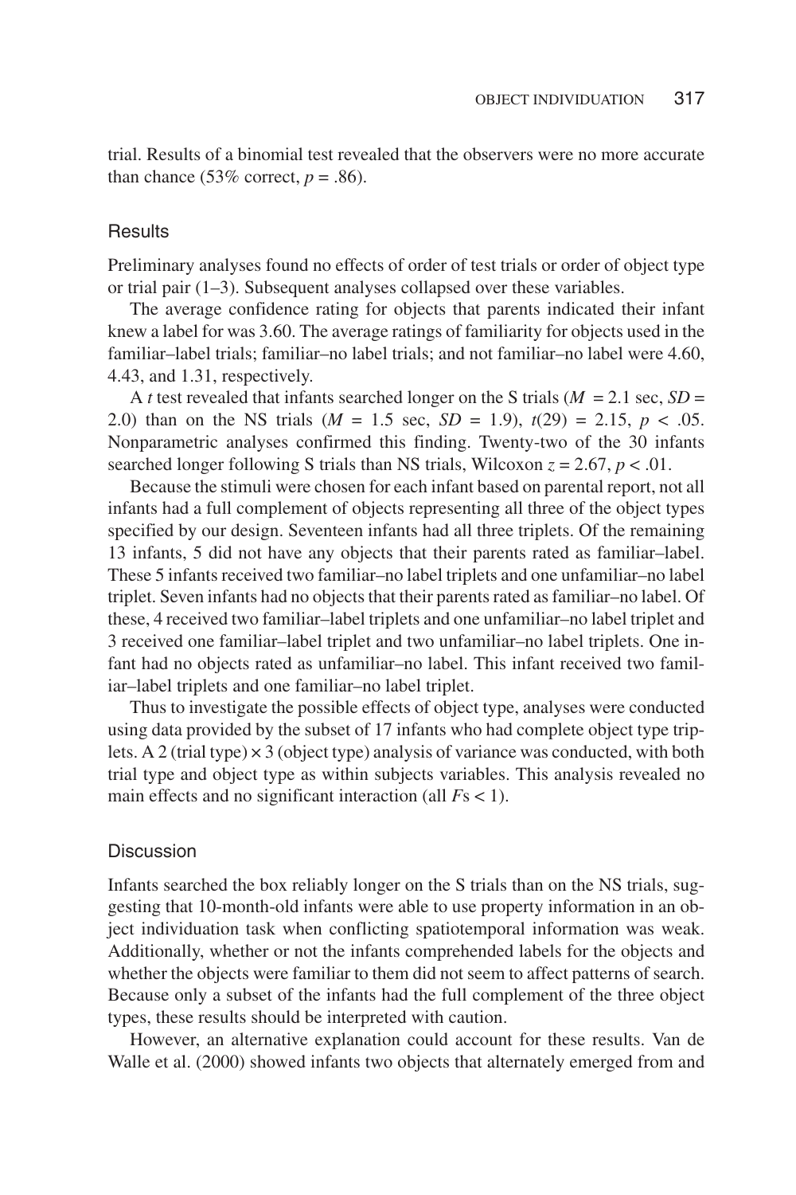trial. Results of a binomial test revealed that the observers were no more accurate than chance (53% correct, $p = .86$).

## Results

Preliminary analyses found no effects of order of test trials or order of object type or trial pair (1–3). Subsequent analyses collapsed over these variables.

The average confidence rating for objects that parents indicated their infant knew a label for was 3.60. The average ratings of familiarity for objects used in the familiar–label trials; familiar–no label trials; and not familiar–no label were 4.60, 4.43, and 1.31, respectively.

A *t* test revealed that infants searched longer on the S trials ($M = 2.1$ sec, $SD = 2.0$) than on the NS trials ($M = 1.5$ sec, $SD = 1.9$), $t(29) = 2.15$, $p < .05$. Nonparametric analyses confirmed this finding. Twenty-two of the 30 infants searched longer following S trials than NS trials, Wilcoxon $z = 2.67$, $p < .01$.

Because the stimuli were chosen for each infant based on parental report, not all infants had a full complement of objects representing all three of the object types specified by our design. Seventeen infants had all three triplets. Of the remaining 13 infants, 5 did not have any objects that their parents rated as familiar–label. These 5 infants received two familiar–no label triplets and one unfamiliar–no label triplet. Seven infants had no objects that their parents rated as familiar–no label. Of these, 4 received two familiar–label triplets and one unfamiliar–no label triplet and 3 received one familiar–label triplet and two unfamiliar–no label triplets. One infant had no objects rated as unfamiliar–no label. This infant received two familiar–label triplets and one familiar–no label triplet.

Thus to investigate the possible effects of object type, analyses were conducted using data provided by the subset of 17 infants who had complete object type triplets. A 2 (trial type) × 3 (object type) analysis of variance was conducted, with both trial type and object type as within subjects variables. This analysis revealed no main effects and no significant interaction (all $F$s $< 1$).

## Discussion

Infants searched the box reliably longer on the S trials than on the NS trials, suggesting that 10-month-old infants were able to use property information in an object individuation task when conflicting spatiotemporal information was weak. Additionally, whether or not the infants comprehended labels for the objects and whether the objects were familiar to them did not seem to affect patterns of search. Because only a subset of the infants had the full complement of the three object types, these results should be interpreted with caution.

However, an alternative explanation could account for these results. Van de Walle et al. (2000) showed infants two objects that alternately emerged from and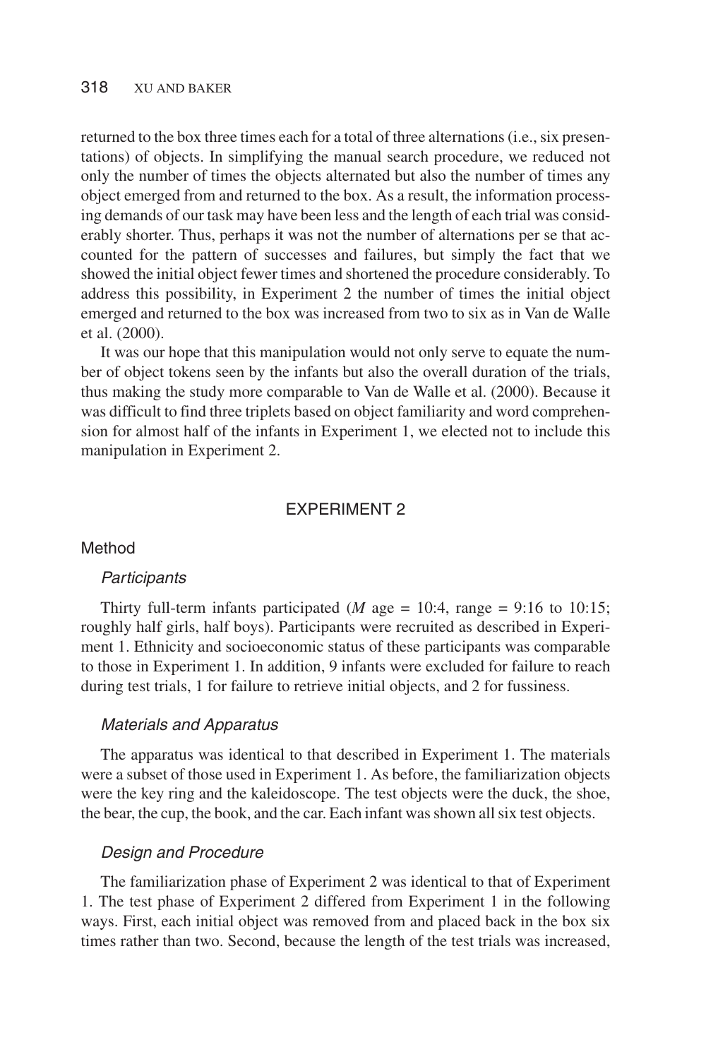returned to the box three times each for a total of three alternations (i.e., six presentations) of objects. In simplifying the manual search procedure, we reduced not only the number of times the objects alternated but also the number of times any object emerged from and returned to the box. As a result, the information processing demands of our task may have been less and the length of each trial was considerably shorter. Thus, perhaps it was not the number of alternations per se that accounted for the pattern of successes and failures, but simply the fact that we showed the initial object fewer times and shortened the procedure considerably. To address this possibility, in Experiment 2 the number of times the initial object emerged and returned to the box was increased from two to six as in Van de Walle et al. (2000).

It was our hope that this manipulation would not only serve to equate the number of object tokens seen by the infants but also the overall duration of the trials, thus making the study more comparable to Van de Walle et al. (2000). Because it was difficult to find three triplets based on object familiarity and word comprehension for almost half of the infants in Experiment 1, we elected not to include this manipulation in Experiment 2.

## EXPERIMENT 2

### Method

#### *Participants*

Thirty full-term infants participated (*M* age = 10:4, range = 9:16 to 10:15; roughly half girls, half boys). Participants were recruited as described in Experiment 1. Ethnicity and socioeconomic status of these participants was comparable to those in Experiment 1. In addition, 9 infants were excluded for failure to reach during test trials, 1 for failure to retrieve initial objects, and 2 for fussiness.

#### *Materials and Apparatus*

The apparatus was identical to that described in Experiment 1. The materials were a subset of those used in Experiment 1. As before, the familiarization objects were the key ring and the kaleidoscope. The test objects were the duck, the shoe, the bear, the cup, the book, and the car. Each infant was shown all six test objects.

#### *Design and Procedure*

The familiarization phase of Experiment 2 was identical to that of Experiment 1. The test phase of Experiment 2 differed from Experiment 1 in the following ways. First, each initial object was removed from and placed back in the box six times rather than two. Second, because the length of the test trials was increased,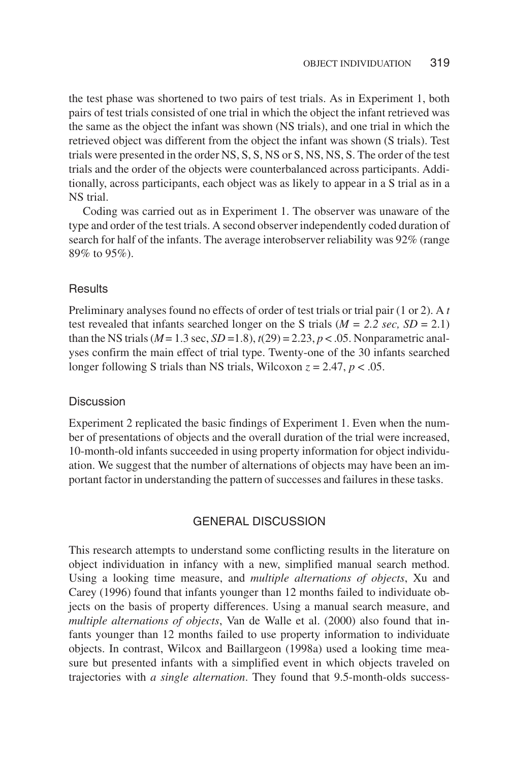the test phase was shortened to two pairs of test trials. As in Experiment 1, both pairs of test trials consisted of one trial in which the object the infant retrieved was the same as the object the infant was shown (NS trials), and one trial in which the retrieved object was different from the object the infant was shown (S trials). Test trials were presented in the order NS, S, S, NS or S, NS, NS, S. The order of the test trials and the order of the objects were counterbalanced across participants. Additionally, across participants, each object was as likely to appear in a S trial as in a NS trial.

Coding was carried out as in Experiment 1. The observer was unaware of the type and order of the test trials. A second observer independently coded duration of search for half of the infants. The average interobserver reliability was 92% (range 89% to 95%).

### Results

Preliminary analyses found no effects of order of test trials or trial pair (1 or 2). A $t$ test revealed that infants searched longer on the S trials ($M = 2.2$ sec, $SD = 2.1$) than the NS trials ($M = 1.3$ sec, $SD = 1.8$), $t(29) = 2.23$, $p < .05$. Nonparametric analyses confirm the main effect of trial type. Twenty-one of the 30 infants searched longer following S trials than NS trials, Wilcoxon $z = 2.47$, $p < .05$.

### Discussion

Experiment 2 replicated the basic findings of Experiment 1. Even when the number of presentations of objects and the overall duration of the trial were increased, 10-month-old infants succeeded in using property information for object individuation. We suggest that the number of alternations of objects may have been an important factor in understanding the pattern of successes and failures in these tasks.

## GENERAL DISCUSSION

This research attempts to understand some conflicting results in the literature on object individuation in infancy with a new, simplified manual search method. Using a looking time measure, and *multiple alternations of objects*, Xu and Carey (1996) found that infants younger than 12 months failed to individuate objects on the basis of property differences. Using a manual search measure, and *multiple alternations of objects*, Van de Walle et al. (2000) also found that infants younger than 12 months failed to use property information to individuate objects. In contrast, Wilcox and Baillargeon (1998a) used a looking time measure but presented infants with a simplified event in which objects traveled on trajectories with *a single alternation*. They found that 9.5-month-olds success-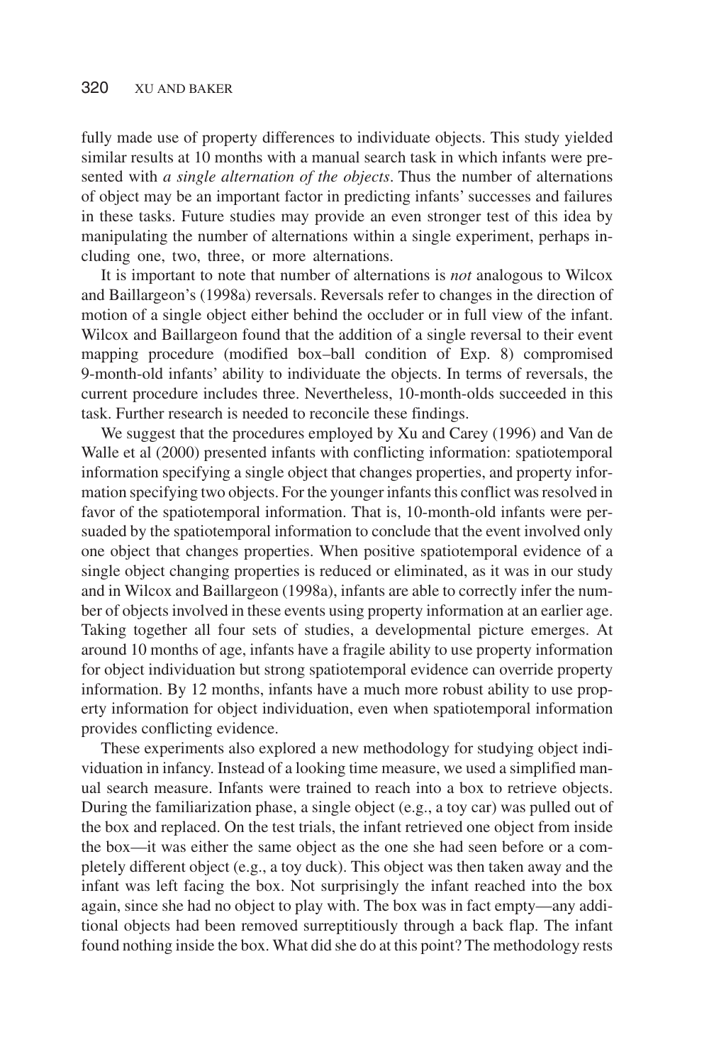fully made use of property differences to individuate objects. This study yielded similar results at 10 months with a manual search task in which infants were presented with *a single alternation of the objects*. Thus the number of alternations of object may be an important factor in predicting infants' successes and failures in these tasks. Future studies may provide an even stronger test of this idea by manipulating the number of alternations within a single experiment, perhaps including one, two, three, or more alternations.

It is important to note that number of alternations is *not* analogous to Wilcox and Baillargeon's (1998a) reversals. Reversals refer to changes in the direction of motion of a single object either behind the occluder or in full view of the infant. Wilcox and Baillargeon found that the addition of a single reversal to their event mapping procedure (modified box–ball condition of Exp. 8) compromised 9-month-old infants' ability to individuate the objects. In terms of reversals, the current procedure includes three. Nevertheless, 10-month-olds succeeded in this task. Further research is needed to reconcile these findings.

We suggest that the procedures employed by Xu and Carey (1996) and Van de Walle et al (2000) presented infants with conflicting information: spatiotemporal information specifying a single object that changes properties, and property information specifying two objects. For the younger infants this conflict was resolved in favor of the spatiotemporal information. That is, 10-month-old infants were persuaded by the spatiotemporal information to conclude that the event involved only one object that changes properties. When positive spatiotemporal evidence of a single object changing properties is reduced or eliminated, as it was in our study and in Wilcox and Baillargeon (1998a), infants are able to correctly infer the number of objects involved in these events using property information at an earlier age. Taking together all four sets of studies, a developmental picture emerges. At around 10 months of age, infants have a fragile ability to use property information for object individuation but strong spatiotemporal evidence can override property information. By 12 months, infants have a much more robust ability to use property information for object individuation, even when spatiotemporal information provides conflicting evidence.

These experiments also explored a new methodology for studying object individuation in infancy. Instead of a looking time measure, we used a simplified manual search measure. Infants were trained to reach into a box to retrieve objects. During the familiarization phase, a single object (e.g., a toy car) was pulled out of the box and replaced. On the test trials, the infant retrieved one object from inside the box—it was either the same object as the one she had seen before or a completely different object (e.g., a toy duck). This object was then taken away and the infant was left facing the box. Not surprisingly the infant reached into the box again, since she had no object to play with. The box was in fact empty—any additional objects had been removed surreptitiously through a back flap. The infant found nothing inside the box. What did she do at this point? The methodology rests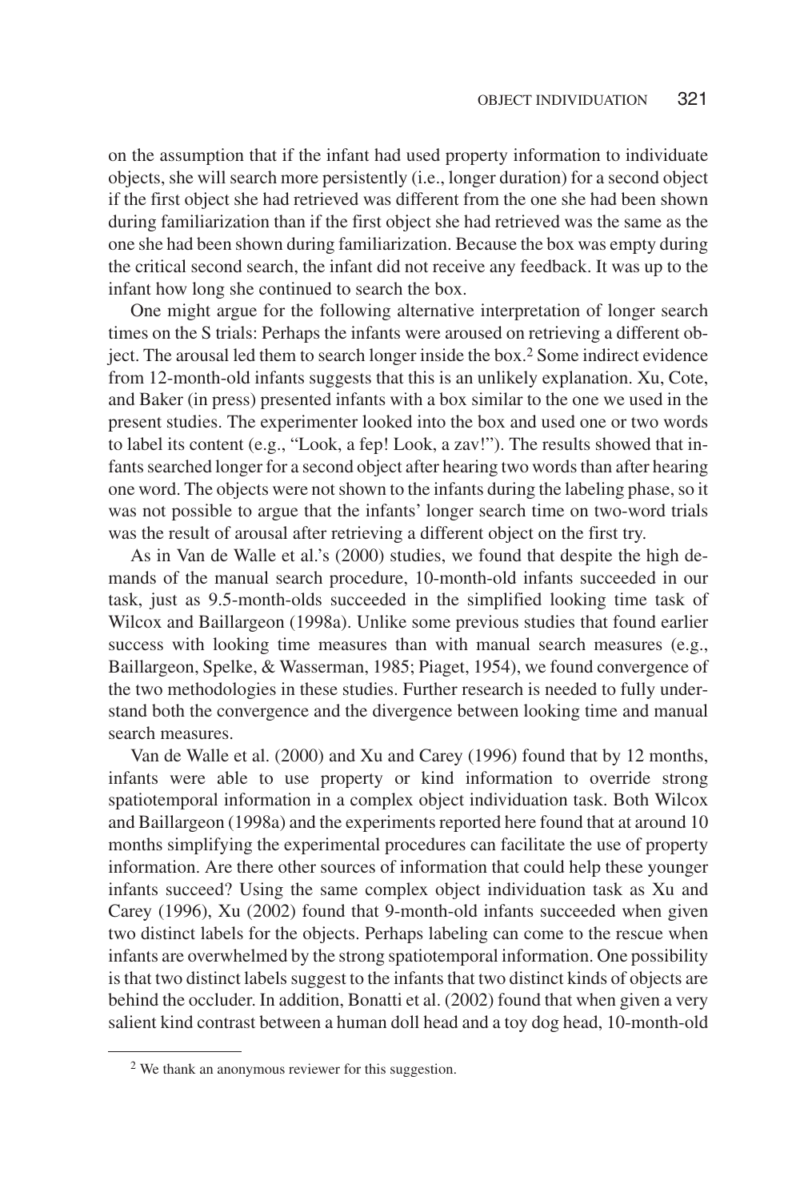on the assumption that if the infant had used property information to individuate objects, she will search more persistently (i.e., longer duration) for a second object if the first object she had retrieved was different from the one she had been shown during familiarization than if the first object she had retrieved was the same as the one she had been shown during familiarization. Because the box was empty during the critical second search, the infant did not receive any feedback. It was up to the infant how long she continued to search the box.

One might argue for the following alternative interpretation of longer search times on the S trials: Perhaps the infants were aroused on retrieving a different object. The arousal led them to search longer inside the box.[2] Some indirect evidence from 12-month-old infants suggests that this is an unlikely explanation. Xu, Cote, and Baker (in press) presented infants with a box similar to the one we used in the present studies. The experimenter looked into the box and used one or two words to label its content (e.g., "Look, a fep! Look, a zav!"). The results showed that infants searched longer for a second object after hearing two words than after hearing one word. The objects were not shown to the infants during the labeling phase, so it was not possible to argue that the infants' longer search time on two-word trials was the result of arousal after retrieving a different object on the first try.

As in Van de Walle et al.'s (2000) studies, we found that despite the high demands of the manual search procedure, 10-month-old infants succeeded in our task, just as 9.5-month-olds succeeded in the simplified looking time task of Wilcox and Baillargeon (1998a). Unlike some previous studies that found earlier success with looking time measures than with manual search measures (e.g., Baillargeon, Spelke, & Wasserman, 1985; Piaget, 1954), we found convergence of the two methodologies in these studies. Further research is needed to fully understand both the convergence and the divergence between looking time and manual search measures.

Van de Walle et al. (2000) and Xu and Carey (1996) found that by 12 months, infants were able to use property or kind information to override strong spatiotemporal information in a complex object individuation task. Both Wilcox and Baillargeon (1998a) and the experiments reported here found that at around 10 months simplifying the experimental procedures can facilitate the use of property information. Are there other sources of information that could help these younger infants succeed? Using the same complex object individuation task as Xu and Carey (1996), Xu (2002) found that 9-month-old infants succeeded when given two distinct labels for the objects. Perhaps labeling can come to the rescue when infants are overwhelmed by the strong spatiotemporal information. One possibility is that two distinct labels suggest to the infants that two distinct kinds of objects are behind the occluder. In addition, Bonatti et al. (2002) found that when given a very salient kind contrast between a human doll head and a toy dog head, 10-month-old

---

[2] We thank an anonymous reviewer for this suggestion.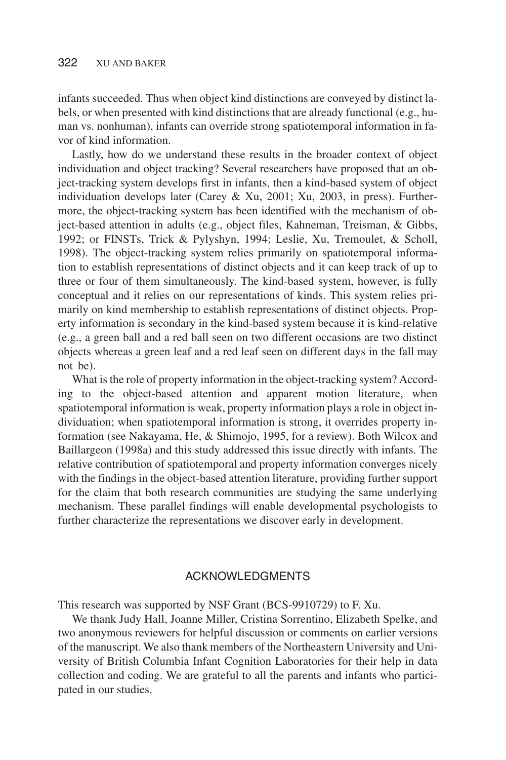infants succeeded. Thus when object kind distinctions are conveyed by distinct labels, or when presented with kind distinctions that are already functional (e.g., human vs. nonhuman), infants can override strong spatiotemporal information in favor of kind information.

Lastly, how do we understand these results in the broader context of object individuation and object tracking? Several researchers have proposed that an object-tracking system develops first in infants, then a kind-based system of object individuation develops later (Carey & Xu, 2001; Xu, 2003, in press). Furthermore, the object-tracking system has been identified with the mechanism of object-based attention in adults (e.g., object files, Kahneman, Treisman, & Gibbs, 1992; or FINSTs, Trick & Pylyshyn, 1994; Leslie, Xu, Tremoulet, & Scholl, 1998). The object-tracking system relies primarily on spatiotemporal information to establish representations of distinct objects and it can keep track of up to three or four of them simultaneously. The kind-based system, however, is fully conceptual and it relies on our representations of kinds. This system relies primarily on kind membership to establish representations of distinct objects. Property information is secondary in the kind-based system because it is kind-relative (e.g., a green ball and a red ball seen on two different occasions are two distinct objects whereas a green leaf and a red leaf seen on different days in the fall may not be).

What is the role of property information in the object-tracking system? According to the object-based attention and apparent motion literature, when spatiotemporal information is weak, property information plays a role in object individuation; when spatiotemporal information is strong, it overrides property information (see Nakayama, He, & Shimojo, 1995, for a review). Both Wilcox and Baillargeon (1998a) and this study addressed this issue directly with infants. The relative contribution of spatiotemporal and property information converges nicely with the findings in the object-based attention literature, providing further support for the claim that both research communities are studying the same underlying mechanism. These parallel findings will enable developmental psychologists to further characterize the representations we discover early in development.

## ACKNOWLEDGMENTS

This research was supported by NSF Grant (BCS-9910729) to F. Xu.

We thank Judy Hall, Joanne Miller, Cristina Sorrentino, Elizabeth Spelke, and two anonymous reviewers for helpful discussion or comments on earlier versions of the manuscript. We also thank members of the Northeastern University and University of British Columbia Infant Cognition Laboratories for their help in data collection and coding. We are grateful to all the parents and infants who participated in our studies.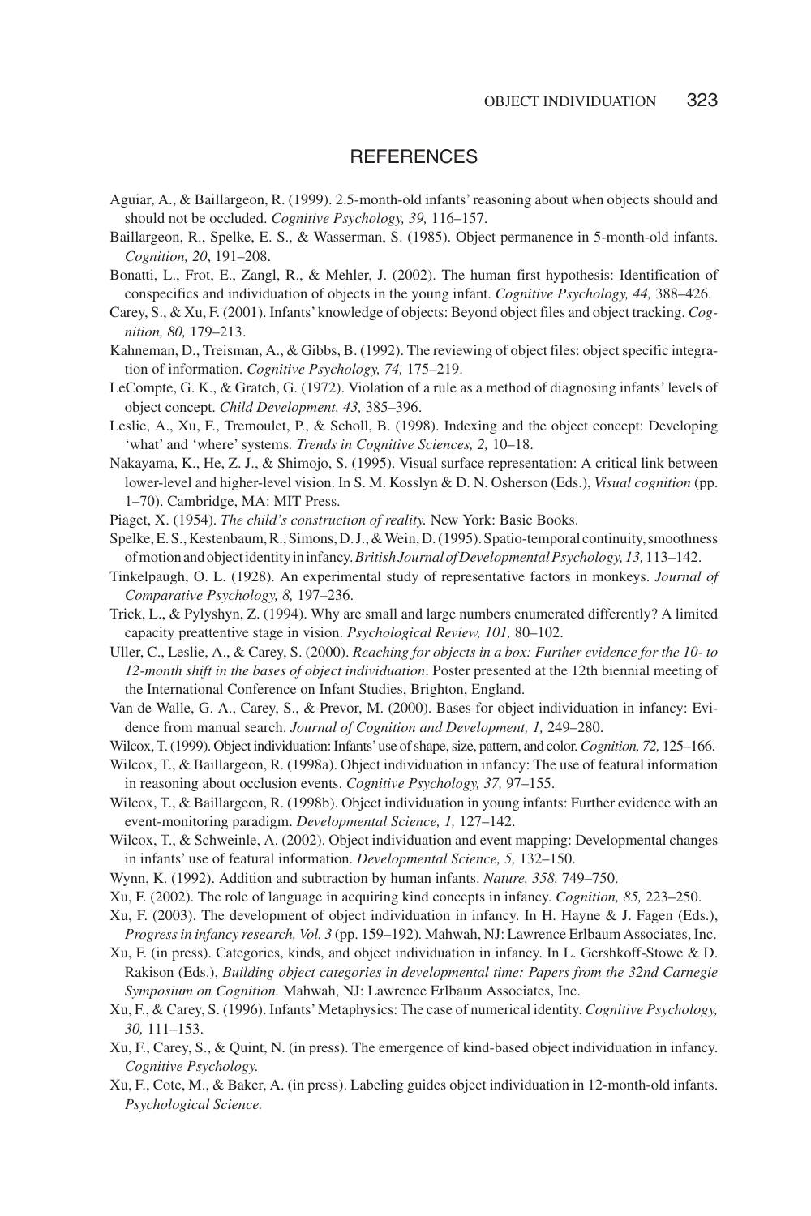## REFERENCES

Aguiar, A., & Baillargeon, R. (1999). 2.5-month-old infants' reasoning about when objects should and should not be occluded. *Cognitive Psychology, 39,* 116–157.

Baillargeon, R., Spelke, E. S., & Wasserman, S. (1985). Object permanence in 5-month-old infants. *Cognition, 20*, 191–208.

Bonatti, L., Frot, E., Zangl, R., & Mehler, J. (2002). The human first hypothesis: Identification of conspecifics and individuation of objects in the young infant. *Cognitive Psychology, 44,* 388–426.

Carey, S., & Xu, F. (2001). Infants' knowledge of objects: Beyond object files and object tracking. *Cognition, 80,* 179–213.

Kahneman, D., Treisman, A., & Gibbs, B. (1992). The reviewing of object files: object specific integration of information. *Cognitive Psychology, 74,* 175–219.

LeCompte, G. K., & Gratch, G. (1972). Violation of a rule as a method of diagnosing infants' levels of object concept. *Child Development, 43,* 385–396.

Leslie, A., Xu, F., Tremoulet, P., & Scholl, B. (1998). Indexing and the object concept: Developing 'what' and 'where' systems. *Trends in Cognitive Sciences, 2,* 10–18.

Nakayama, K., He, Z. J., & Shimojo, S. (1995). Visual surface representation: A critical link between lower-level and higher-level vision. In S. M. Kosslyn & D. N. Osherson (Eds.), *Visual cognition* (pp. 1–70). Cambridge, MA: MIT Press.

Piaget, X. (1954). *The child's construction of reality.* New York: Basic Books.

Spelke, E. S., Kestenbaum, R., Simons, D. J., & Wein, D. (1995). Spatio-temporal continuity, smoothness of motion and object identity in infancy. *British Journal of Developmental Psychology, 13,* 113–142.

Tinkelpaugh, O. L. (1928). An experimental study of representative factors in monkeys. *Journal of Comparative Psychology, 8,* 197–236.

Trick, L., & Pylyshyn, Z. (1994). Why are small and large numbers enumerated differently? A limited capacity preattentive stage in vision. *Psychological Review, 101,* 80–102.

Uller, C., Leslie, A., & Carey, S. (2000). *Reaching for objects in a box: Further evidence for the 10- to 12-month shift in the bases of object individuation*. Poster presented at the 12th biennial meeting of the International Conference on Infant Studies, Brighton, England.

Van de Walle, G. A., Carey, S., & Prevor, M. (2000). Bases for object individuation in infancy: Evidence from manual search. *Journal of Cognition and Development, 1,* 249–280.

Wilcox, T. (1999). Object individuation: Infants' use of shape, size, pattern, and color. *Cognition, 72,* 125–166.

Wilcox, T., & Baillargeon, R. (1998a). Object individuation in infancy: The use of featural information in reasoning about occlusion events. *Cognitive Psychology, 37,* 97–155.

Wilcox, T., & Baillargeon, R. (1998b). Object individuation in young infants: Further evidence with an event-monitoring paradigm. *Developmental Science, 1,* 127–142.

Wilcox, T., & Schweinle, A. (2002). Object individuation and event mapping: Developmental changes in infants' use of featural information. *Developmental Science, 5,* 132–150.

Wynn, K. (1992). Addition and subtraction by human infants. *Nature, 358,* 749–750.

Xu, F. (2002). The role of language in acquiring kind concepts in infancy. *Cognition, 85,* 223–250.

Xu, F. (2003). The development of object individuation in infancy. In H. Hayne & J. Fagen (Eds.), *Progress in infancy research, Vol. 3* (pp. 159–192). Mahwah, NJ: Lawrence Erlbaum Associates, Inc.

Xu, F. (in press). Categories, kinds, and object individuation in infancy. In L. Gershkoff-Stowe & D. Rakison (Eds.), *Building object categories in developmental time: Papers from the 32nd Carnegie Symposium on Cognition.* Mahwah, NJ: Lawrence Erlbaum Associates, Inc.

Xu, F., & Carey, S. (1996). Infants' Metaphysics: The case of numerical identity. *Cognitive Psychology, 30,* 111–153.

Xu, F., Carey, S., & Quint, N. (in press). The emergence of kind-based object individuation in infancy. *Cognitive Psychology.*

Xu, F., Cote, M., & Baker, A. (in press). Labeling guides object individuation in 12-month-old infants. *Psychological Science.*